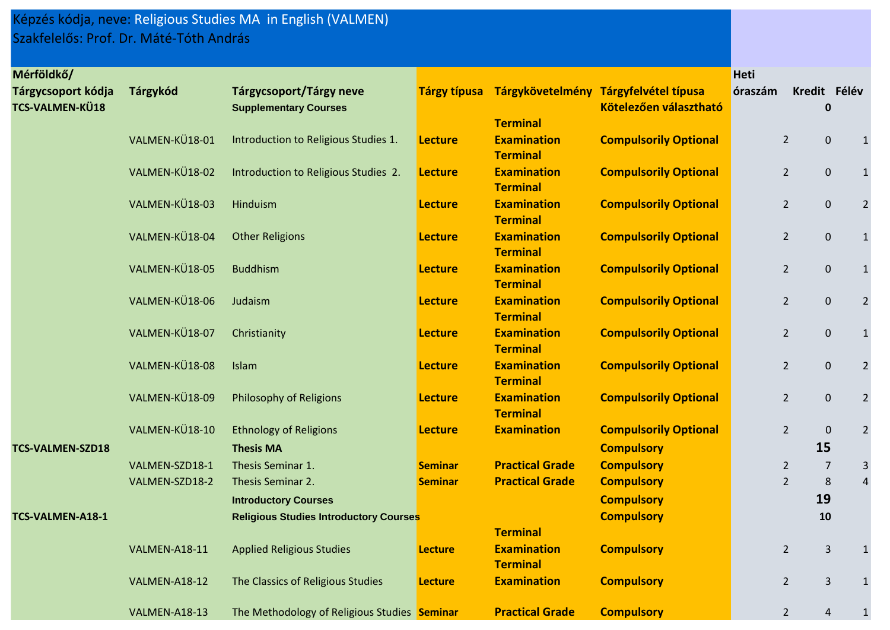Képzés kódja, neve: Religious Studies MA in English (VALMEN)
Szakfelelős: Prof. Dr. Máté-Tóth András

| Mérföldkő/ Tárgycsoport kódja | Tárgykód | Tárgycsoport/Tárgy neve | Tárgy típusa | Tárgykövetelmény | Tárgyfelvétel típusa | Heti óraszám | Kredit | Félév |
|---|---|---|---|---|---|---|---|---|
| **TCS-VALMEN-KÜ18** | | **Supplementary Courses** | | | **Kötelezően választható** | | **0** | |
| | VALMEN-KÜ18-01 | Introduction to Religious Studies 1. | **Lecture** | **Terminal Examination** | **Compulsorily Optional** | 2 | 0 | 1 |
| | VALMEN-KÜ18-02 | Introduction to Religious Studies 2. | **Lecture** | **Terminal Examination** | **Compulsorily Optional** | 2 | 0 | 1 |
| | VALMEN-KÜ18-03 | Hinduism | **Lecture** | **Terminal Examination** | **Compulsorily Optional** | 2 | 0 | 2 |
| | VALMEN-KÜ18-04 | Other Religions | **Lecture** | **Terminal Examination** | **Compulsorily Optional** | 2 | 0 | 1 |
| | VALMEN-KÜ18-05 | Buddhism | **Lecture** | **Terminal Examination** | **Compulsorily Optional** | 2 | 0 | 1 |
| | VALMEN-KÜ18-06 | Judaism | **Lecture** | **Terminal Examination** | **Compulsorily Optional** | 2 | 0 | 2 |
| | VALMEN-KÜ18-07 | Christianity | **Lecture** | **Terminal Examination** | **Compulsorily Optional** | 2 | 0 | 1 |
| | VALMEN-KÜ18-08 | Islam | **Lecture** | **Terminal Examination** | **Compulsorily Optional** | 2 | 0 | 2 |
| | VALMEN-KÜ18-09 | Philosophy of Religions | **Lecture** | **Terminal Examination** | **Compulsorily Optional** | 2 | 0 | 2 |
| | VALMEN-KÜ18-10 | Ethnology of Religions | **Lecture** | **Terminal Examination** | **Compulsorily Optional** | 2 | 0 | 2 |
| **TCS-VALMEN-SZD18** | | **Thesis MA** | | | **Compulsory** | | **15** | |
| | VALMEN-SZD18-1 | Thesis Seminar 1. | **Seminar** | **Practical Grade** | **Compulsory** | 2 | 7 | 3 |
| | VALMEN-SZD18-2 | Thesis Seminar 2. | **Seminar** | **Practical Grade** | **Compulsory** | 2 | 8 | 4 |
| | | **Introductory Courses** | | | **Compulsory** | | **19** | |
| **TCS-VALMEN-A18-1** | | **Religious Studies Introductory Courses** | | | **Compulsory** | | **10** | |
| | VALMEN-A18-11 | Applied Religious Studies | **Lecture** | **Terminal Examination** | **Compulsory** | 2 | 3 | 1 |
| | VALMEN-A18-12 | The Classics of Religious Studies | **Lecture** | **Terminal Examination** | **Compulsory** | 2 | 3 | 1 |
| | VALMEN-A18-13 | The Methodology of Religious Studies | **Seminar** | **Practical Grade** | **Compulsory** | 2 | 4 | 1 |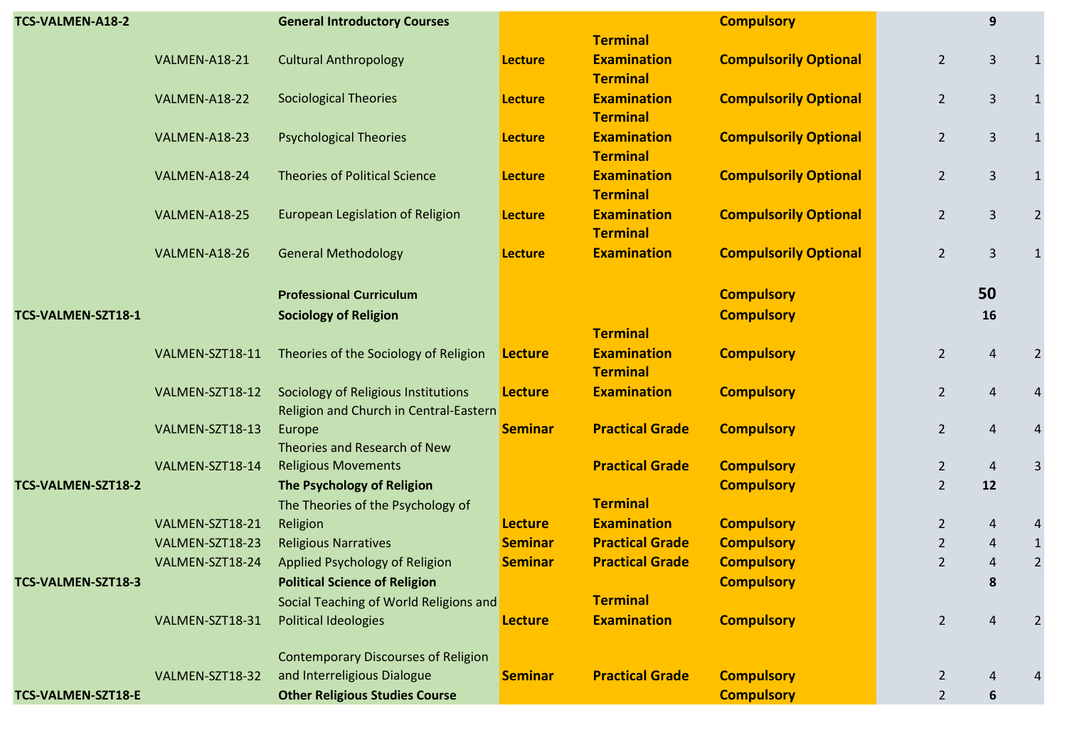| | | | | | | | | |
|---|---|---|---|---|---|---|---|---|
| TCS-VALMEN-A18-2 | | **General Introductory Courses** | | | **Compulsory** | | **9** | |
| | VALMEN-A18-21 | Cultural Anthropology | **Lecture** | **Terminal Examination** | **Compulsorily Optional** | 2 | 3 | 1 |
| | VALMEN-A18-22 | Sociological Theories | **Lecture** | **Terminal Examination** | **Compulsorily Optional** | 2 | 3 | 1 |
| | VALMEN-A18-23 | Psychological Theories | **Lecture** | **Terminal Examination** | **Compulsorily Optional** | 2 | 3 | 1 |
| | VALMEN-A18-24 | Theories of Political Science | **Lecture** | **Terminal Examination** | **Compulsorily Optional** | 2 | 3 | 1 |
| | VALMEN-A18-25 | European Legislation of Religion | **Lecture** | **Terminal Examination** | **Compulsorily Optional** | 2 | 3 | 2 |
| | VALMEN-A18-26 | General Methodology | **Lecture** | **Terminal Examination** | **Compulsorily Optional** | 2 | 3 | 1 |
| | | **Professional Curriculum** | | | **Compulsory** | | **50** | |
| TCS-VALMEN-SZT18-1 | | **Sociology of Religion** | | | **Compulsory** | | **16** | |
| | VALMEN-SZT18-11 | Theories of the Sociology of Religion | **Lecture** | **Terminal Examination** | **Compulsory** | 2 | 4 | 2 |
| | VALMEN-SZT18-12 | Sociology of Religious Institutions | **Lecture** | **Terminal Examination** | **Compulsory** | 2 | 4 | 4 |
| | VALMEN-SZT18-13 | Religion and Church in Central-Eastern Europe | **Seminar** | **Practical Grade** | **Compulsory** | 2 | 4 | 4 |
| | VALMEN-SZT18-14 | Theories and Research of New Religious Movements | | **Practical Grade** | **Compulsory** | 2 | 4 | 3 |
| TCS-VALMEN-SZT18-2 | | **The Psychology of Religion** | | | **Compulsory** | 2 | **12** | |
| | VALMEN-SZT18-21 | The Theories of the Psychology of Religion | **Lecture** | **Terminal Examination** | **Compulsory** | 2 | 4 | 4 |
| | VALMEN-SZT18-23 | Religious Narratives | **Seminar** | **Practical Grade** | **Compulsory** | 2 | 4 | 1 |
| | VALMEN-SZT18-24 | Applied Psychology of Religion | **Seminar** | **Practical Grade** | **Compulsory** | 2 | 4 | 2 |
| TCS-VALMEN-SZT18-3 | | **Political Science of Religion** | | | **Compulsory** | | **8** | |
| | VALMEN-SZT18-31 | Social Teaching of World Religions and Political Ideologies | **Lecture** | **Terminal Examination** | **Compulsory** | 2 | 4 | 2 |
| | VALMEN-SZT18-32 | Contemporary Discourses of Religion and Interreligious Dialogue | **Seminar** | **Practical Grade** | **Compulsory** | 2 | 4 | 4 |
| TCS-VALMEN-SZT18-E | | **Other Religious Studies Course** | | | **Compulsory** | 2 | **6** | |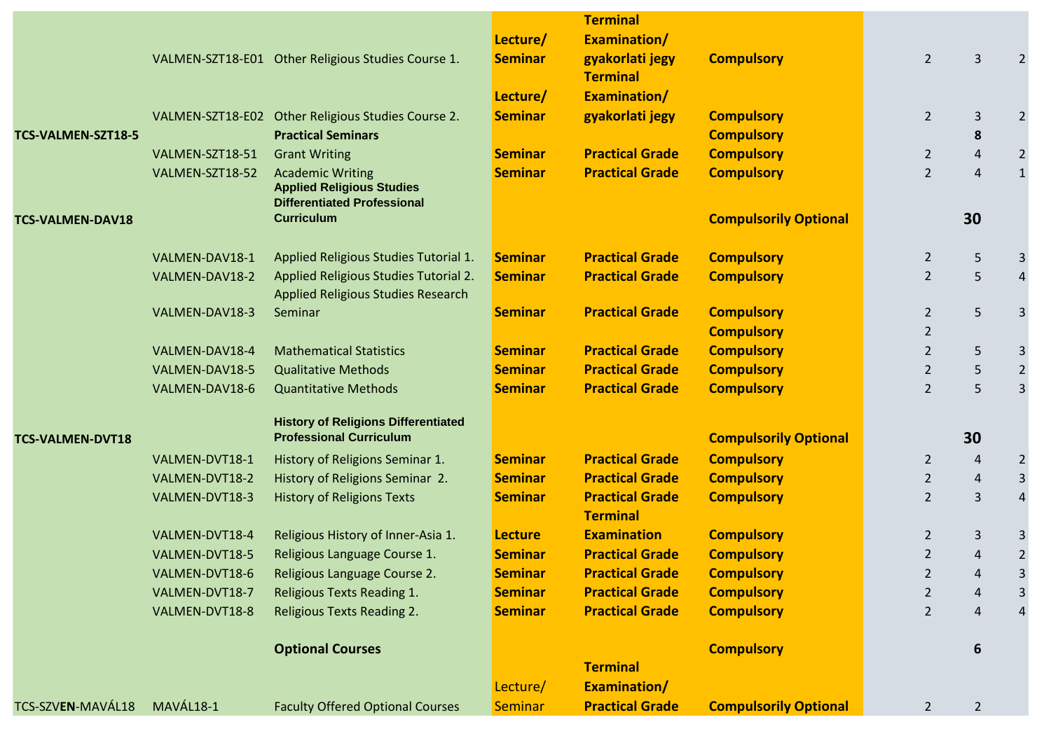| | | | | | | | | |
|---|---|---|---|---|---|---|---|---|
| | VALMEN-SZT18-E01 | Other Religious Studies Course 1. | **Lecture/ Seminar** | **Terminal Examination/ gyakorlati jegy** | **Compulsory** | 2 | 3 | 2 |
| | VALMEN-SZT18-E02 | Other Religious Studies Course 2. | **Lecture/ Seminar** | **Terminal Examination/ gyakorlati jegy** | **Compulsory** | 2 | 3 | 2 |
| **TCS-VALMEN-SZT18-5** | | **Practical Seminars** | | | **Compulsory** | | **8** | |
| | VALMEN-SZT18-51 | Grant Writing | **Seminar** | **Practical Grade** | **Compulsory** | 2 | 4 | 2 |
| | VALMEN-SZT18-52 | Academic Writing | **Seminar** | **Practical Grade** | **Compulsory** | 2 | 4 | 1 |
| **TCS-VALMEN-DAV18** | | **Applied Religious Studies Differentiated Professional Curriculum** | | | **Compulsorily Optional** | | **30** | |
| | VALMEN-DAV18-1 | Applied Religious Studies Tutorial 1. | **Seminar** | **Practical Grade** | **Compulsory** | 2 | 5 | 3 |
| | VALMEN-DAV18-2 | Applied Religious Studies Tutorial 2. | **Seminar** | **Practical Grade** | **Compulsory** | 2 | 5 | 4 |
| | VALMEN-DAV18-3 | Applied Religious Studies Research Seminar | **Seminar** | **Practical Grade** | **Compulsory** | 2 | 5 | 3 |
| | | | | | **Compulsory** | 2 | | |
| | VALMEN-DAV18-4 | Mathematical Statistics | **Seminar** | **Practical Grade** | **Compulsory** | 2 | 5 | 3 |
| | VALMEN-DAV18-5 | Qualitative Methods | **Seminar** | **Practical Grade** | **Compulsory** | 2 | 5 | 2 |
| | VALMEN-DAV18-6 | Quantitative Methods | **Seminar** | **Practical Grade** | **Compulsory** | 2 | 5 | 3 |
| **TCS-VALMEN-DVT18** | | **History of Religions Differentiated Professional Curriculum** | | | **Compulsorily Optional** | | **30** | |
| | VALMEN-DVT18-1 | History of Religions Seminar 1. | **Seminar** | **Practical Grade** | **Compulsory** | 2 | 4 | 2 |
| | VALMEN-DVT18-2 | History of Religions Seminar 2. | **Seminar** | **Practical Grade** | **Compulsory** | 2 | 4 | 3 |
| | VALMEN-DVT18-3 | History of Religions Texts | **Seminar** | **Practical Grade** | **Compulsory** | 2 | 3 | 4 |
| | VALMEN-DVT18-4 | Religious History of Inner-Asia 1. | **Lecture** | **Terminal Examination** | **Compulsory** | 2 | 3 | 3 |
| | VALMEN-DVT18-5 | Religious Language Course 1. | **Seminar** | **Practical Grade** | **Compulsory** | 2 | 4 | 2 |
| | VALMEN-DVT18-6 | Religious Language Course 2. | **Seminar** | **Practical Grade** | **Compulsory** | 2 | 4 | 3 |
| | VALMEN-DVT18-7 | Religious Texts Reading 1. | **Seminar** | **Practical Grade** | **Compulsory** | 2 | 4 | 3 |
| | VALMEN-DVT18-8 | Religious Texts Reading 2. | **Seminar** | **Practical Grade** | **Compulsory** | 2 | 4 | 4 |
| | | **Optional Courses** | | | **Compulsory** | | **6** | |
| TCS-SZV**EN**-MAVÁL18 | MAVÁL18-1 | Faculty Offered Optional Courses | Lecture/ Seminar | **Terminal Examination/ Practical Grade** | **Compulsorily Optional** | 2 | 2 | |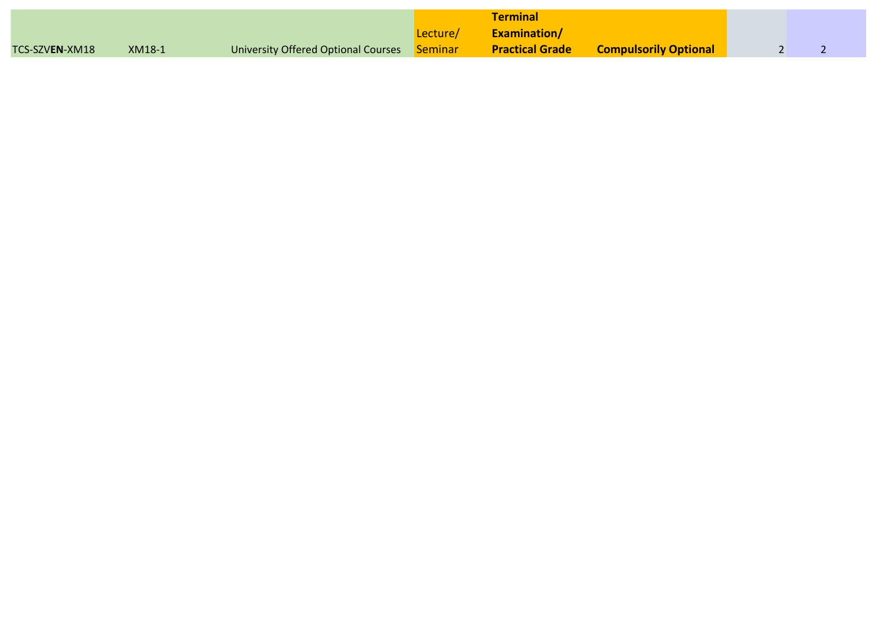| | | | | | | | |
|---|---|---|---|---|---|---|---|
| TCS-SZV**EN**-XM18 | XM18-1 | University Offered Optional Courses | Lecture/ Seminar | **Terminal Examination/ Practical Grade** | **Compulsorily Optional** | 2 | 2 |